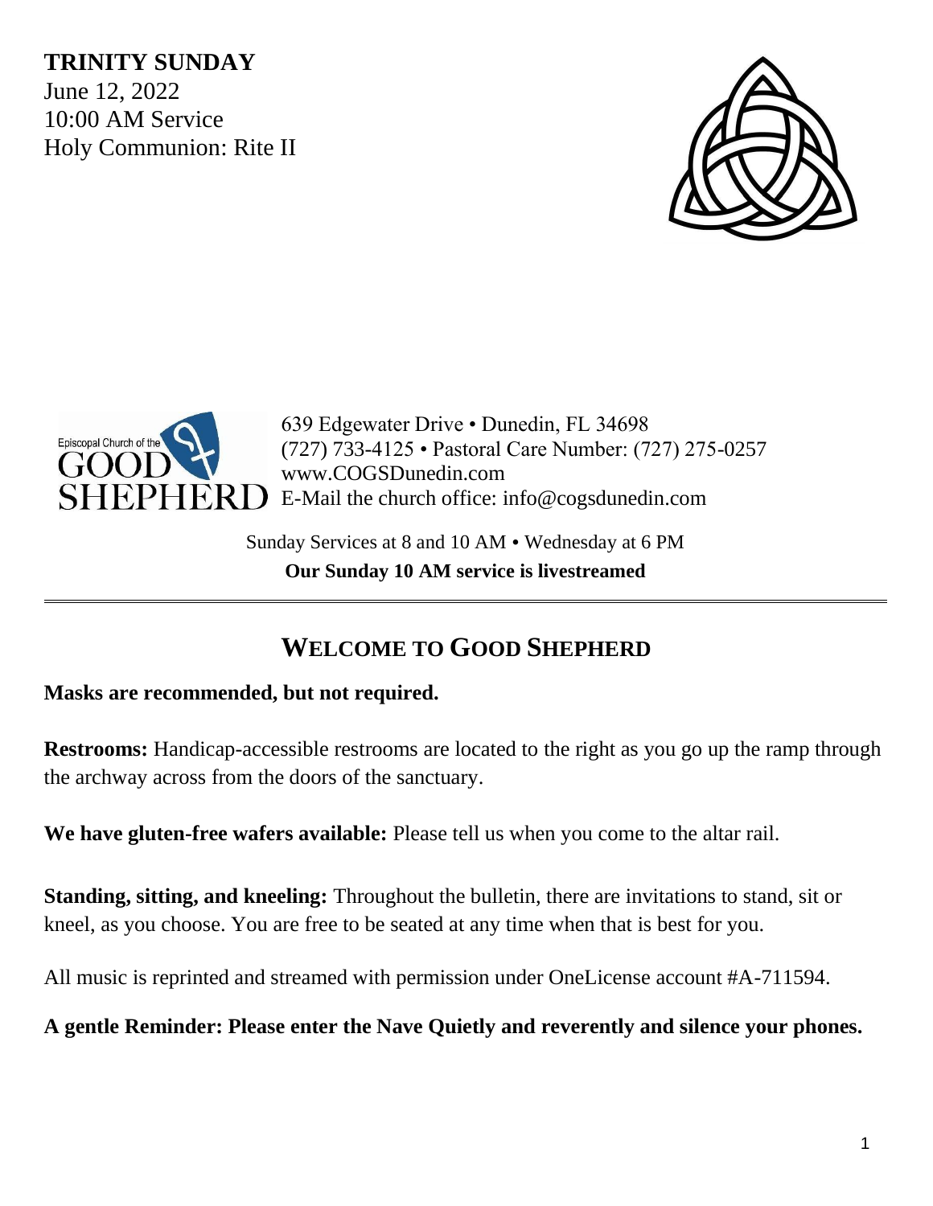**TRINITY SUNDAY**
June 12, 2022
10:00 AM Service
Holy Communion: Rite II

Episcopal Church of the GOOD SHEPHERD

639 Edgewater Drive • Dunedin, FL 34698
(727) 733-4125 • Pastoral Care Number: (727) 275-0257
www.COGSDunedin.com
E-Mail the church office: info@cogsdunedin.com

Sunday Services at 8 and 10 AM • Wednesday at 6 PM
**Our Sunday 10 AM service is livestreamed**

---

## WELCOME TO GOOD SHEPHERD

**Masks are recommended, but not required.**

**Restrooms:** Handicap-accessible restrooms are located to the right as you go up the ramp through the archway across from the doors of the sanctuary.

**We have gluten-free wafers available:** Please tell us when you come to the altar rail.

**Standing, sitting, and kneeling:** Throughout the bulletin, there are invitations to stand, sit or kneel, as you choose. You are free to be seated at any time when that is best for you.

All music is reprinted and streamed with permission under OneLicense account #A-711594.

**A gentle Reminder: Please enter the Nave Quietly and reverently and silence your phones.**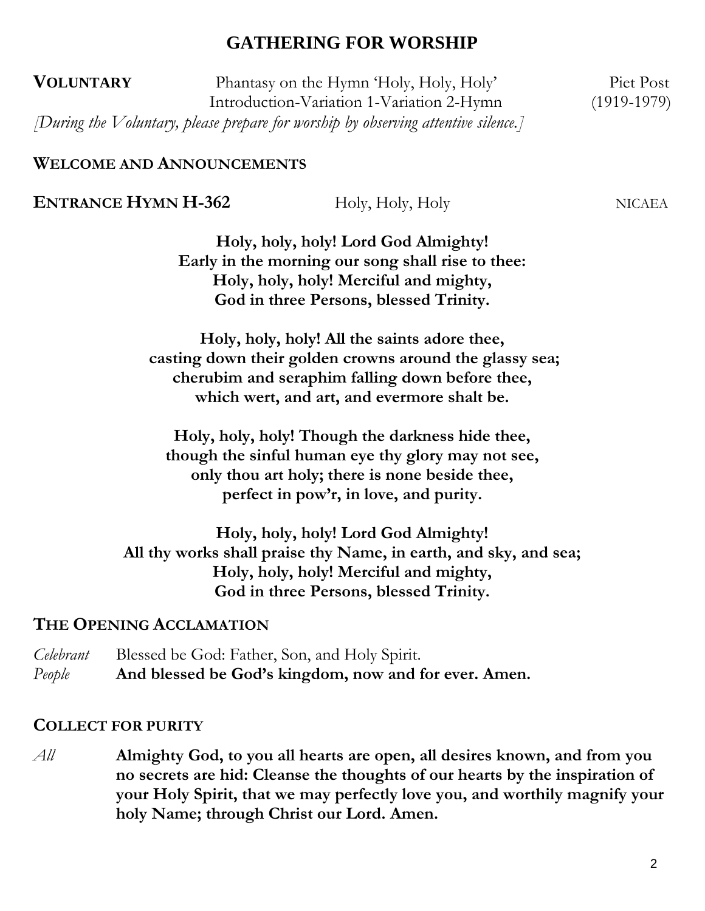# GATHERING FOR WORSHIP

**VOLUNTARY** Phantasy on the Hymn 'Holy, Holy, Holy' Piet Post
Introduction-Variation 1-Variation 2-Hymn (1919-1979)

*[During the Voluntary, please prepare for worship by observing attentive silence.]*

**WELCOME AND ANNOUNCEMENTS**

**ENTRANCE HYMN H-362** Holy, Holy, Holy NICAEA

**Holy, holy, holy! Lord God Almighty!**
**Early in the morning our song shall rise to thee:**
**Holy, holy, holy! Merciful and mighty,**
**God in three Persons, blessed Trinity.**

**Holy, holy, holy! All the saints adore thee,**
**casting down their golden crowns around the glassy sea;**
**cherubim and seraphim falling down before thee,**
**which wert, and art, and evermore shalt be.**

**Holy, holy, holy! Though the darkness hide thee,**
**though the sinful human eye thy glory may not see,**
**only thou art holy; there is none beside thee,**
**perfect in pow'r, in love, and purity.**

**Holy, holy, holy! Lord God Almighty!**
**All thy works shall praise thy Name, in earth, and sky, and sea;**
**Holy, holy, holy! Merciful and mighty,**
**God in three Persons, blessed Trinity.**

**THE OPENING ACCLAMATION**

*Celebrant* Blessed be God: Father, Son, and Holy Spirit.
*People* **And blessed be God's kingdom, now and for ever. Amen.**

**COLLECT FOR PURITY**

*All* **Almighty God, to you all hearts are open, all desires known, and from you no secrets are hid: Cleanse the thoughts of our hearts by the inspiration of your Holy Spirit, that we may perfectly love you, and worthily magnify your holy Name; through Christ our Lord. Amen.**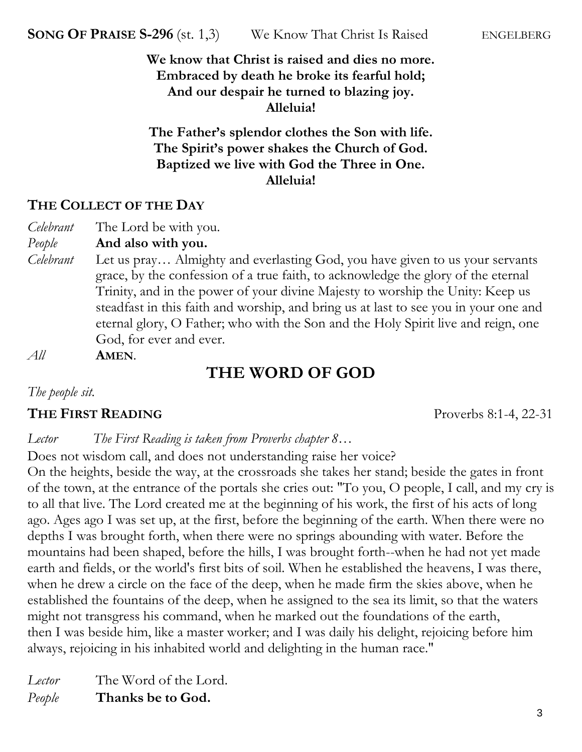**SONG OF PRAISE S-296** (st. 1,3) We Know That Christ Is Raised ENGELBERG

**We know that Christ is raised and dies no more.**
**Embraced by death he broke its fearful hold;**
**And our despair he turned to blazing joy.**
**Alleluia!**

**The Father's splendor clothes the Son with life.**
**The Spirit's power shakes the Church of God.**
**Baptized we live with God the Three in One.**
**Alleluia!**

## THE COLLECT OF THE DAY

*Celebrant* The Lord be with you.
*People* **And also with you.**
*Celebrant* Let us pray… Almighty and everlasting God, you have given to us your servants grace, by the confession of a true faith, to acknowledge the glory of the eternal Trinity, and in the power of your divine Majesty to worship the Unity: Keep us steadfast in this faith and worship, and bring us at last to see you in your one and eternal glory, O Father; who with the Son and the Holy Spirit live and reign, one God, for ever and ever.
*All* **AMEN**.

# THE WORD OF GOD

*The people sit.*

## THE FIRST READING Proverbs 8:1-4, 22-31

*Lector* *The First Reading is taken from Proverbs chapter 8…*

Does not wisdom call, and does not understanding raise her voice?
On the heights, beside the way, at the crossroads she takes her stand; beside the gates in front of the town, at the entrance of the portals she cries out: "To you, O people, I call, and my cry is to all that live. The Lord created me at the beginning of his work, the first of his acts of long ago. Ages ago I was set up, at the first, before the beginning of the earth. When there were no depths I was brought forth, when there were no springs abounding with water. Before the mountains had been shaped, before the hills, I was brought forth--when he had not yet made earth and fields, or the world's first bits of soil. When he established the heavens, I was there, when he drew a circle on the face of the deep, when he made firm the skies above, when he established the fountains of the deep, when he assigned to the sea its limit, so that the waters might not transgress his command, when he marked out the foundations of the earth, then I was beside him, like a master worker; and I was daily his delight, rejoicing before him always, rejoicing in his inhabited world and delighting in the human race."

*Lector* The Word of the Lord.
*People* **Thanks be to God.**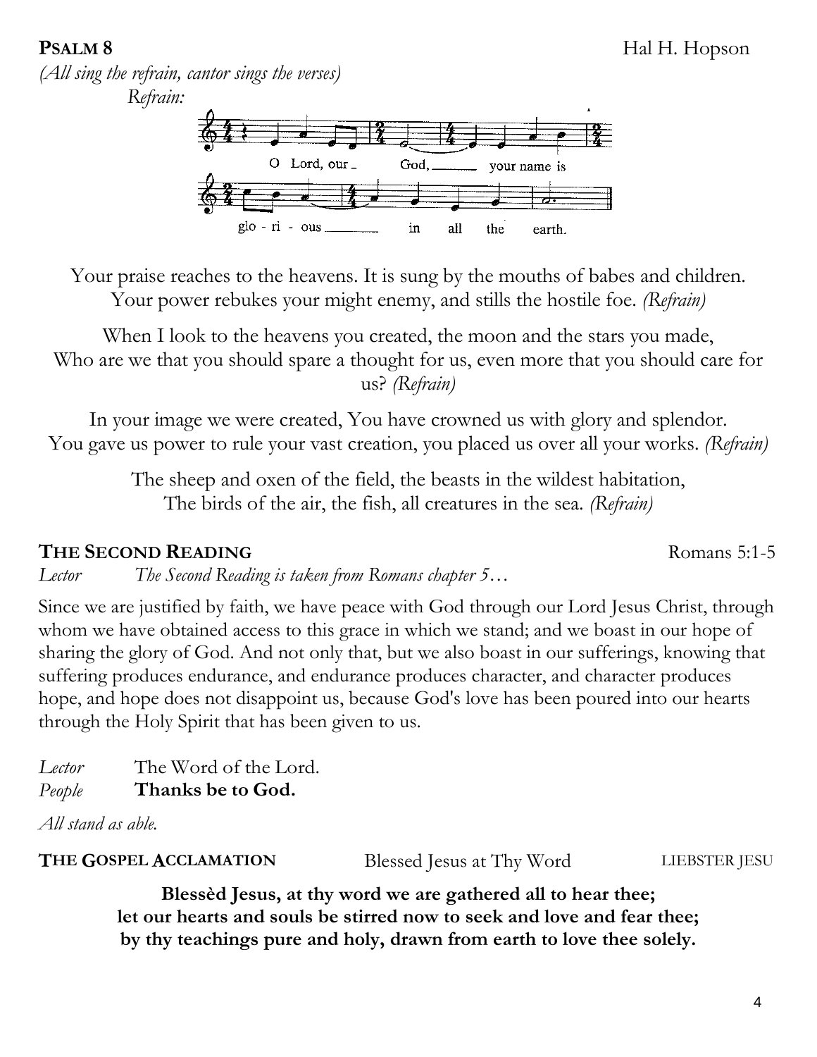**PSALM 8** Hal H. Hopson

*(All sing the refrain, cantor sings the verses)*

*Refrain:*

O Lord, our God, your name is glo - ri - ous in all the earth.

Your praise reaches to the heavens. It is sung by the mouths of babes and children.
Your power rebukes your might enemy, and stills the hostile foe. *(Refrain)*

When I look to the heavens you created, the moon and the stars you made,
Who are we that you should spare a thought for us, even more that you should care for us? *(Refrain)*

In your image we were created, You have crowned us with glory and splendor.
You gave us power to rule your vast creation, you placed us over all your works. *(Refrain)*

The sheep and oxen of the field, the beasts in the wildest habitation,
The birds of the air, the fish, all creatures in the sea. *(Refrain)*

**THE SECOND READING** Romans 5:1-5

*Lector* *The Second Reading is taken from Romans chapter 5…*

Since we are justified by faith, we have peace with God through our Lord Jesus Christ, through whom we have obtained access to this grace in which we stand; and we boast in our hope of sharing the glory of God. And not only that, but we also boast in our sufferings, knowing that suffering produces endurance, and endurance produces character, and character produces hope, and hope does not disappoint us, because God's love has been poured into our hearts through the Holy Spirit that has been given to us.

*Lector* The Word of the Lord.
*People* **Thanks be to God.**

*All stand as able.*

**THE GOSPEL ACCLAMATION** Blessed Jesus at Thy Word LIEBSTER JESU

**Blessèd Jesus, at thy word we are gathered all to hear thee;
let our hearts and souls be stirred now to seek and love and fear thee;
by thy teachings pure and holy, drawn from earth to love thee solely.**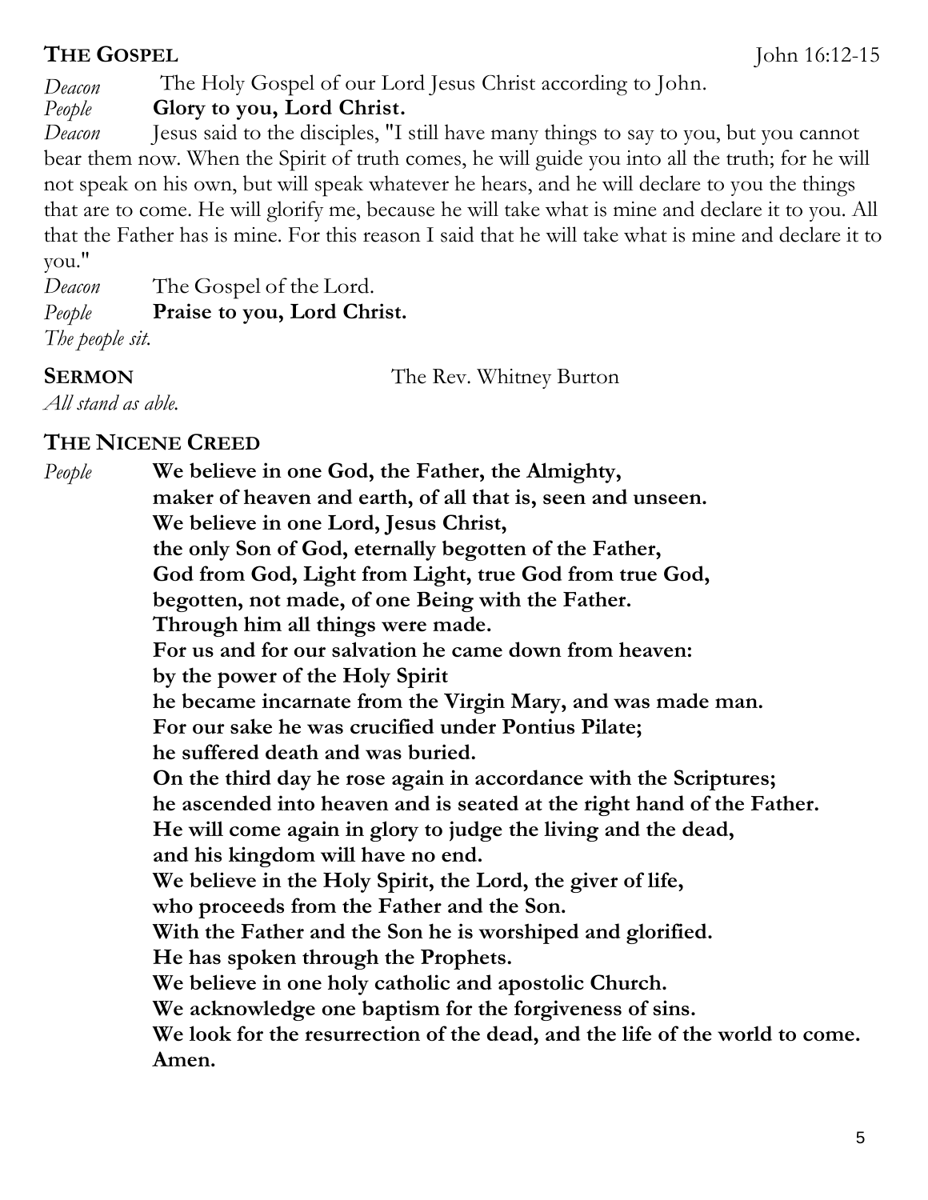## **THE GOSPEL** John 16:12-15

*Deacon* The Holy Gospel of our Lord Jesus Christ according to John.
*People* **Glory to you, Lord Christ.**
*Deacon* Jesus said to the disciples, "I still have many things to say to you, but you cannot bear them now. When the Spirit of truth comes, he will guide you into all the truth; for he will not speak on his own, but will speak whatever he hears, and he will declare to you the things that are to come. He will glorify me, because he will take what is mine and declare it to you. All that the Father has is mine. For this reason I said that he will take what is mine and declare it to you."
*Deacon* The Gospel of the Lord.
*People* **Praise to you, Lord Christ.**
*The people sit.*

## **SERMON** The Rev. Whitney Burton

*All stand as able.*

## **THE NICENE CREED**

*People* **We believe in one God, the Father, the Almighty,**
**maker of heaven and earth, of all that is, seen and unseen.**
**We believe in one Lord, Jesus Christ,**
**the only Son of God, eternally begotten of the Father,**
**God from God, Light from Light, true God from true God,**
**begotten, not made, of one Being with the Father.**
**Through him all things were made.**
**For us and for our salvation he came down from heaven:**
**by the power of the Holy Spirit**
**he became incarnate from the Virgin Mary, and was made man.**
**For our sake he was crucified under Pontius Pilate;**
**he suffered death and was buried.**
**On the third day he rose again in accordance with the Scriptures;**
**he ascended into heaven and is seated at the right hand of the Father.**
**He will come again in glory to judge the living and the dead,**
**and his kingdom will have no end.**
**We believe in the Holy Spirit, the Lord, the giver of life,**
**who proceeds from the Father and the Son.**
**With the Father and the Son he is worshiped and glorified.**
**He has spoken through the Prophets.**
**We believe in one holy catholic and apostolic Church.**
**We acknowledge one baptism for the forgiveness of sins.**
**We look for the resurrection of the dead, and the life of the world to come.**
**Amen.**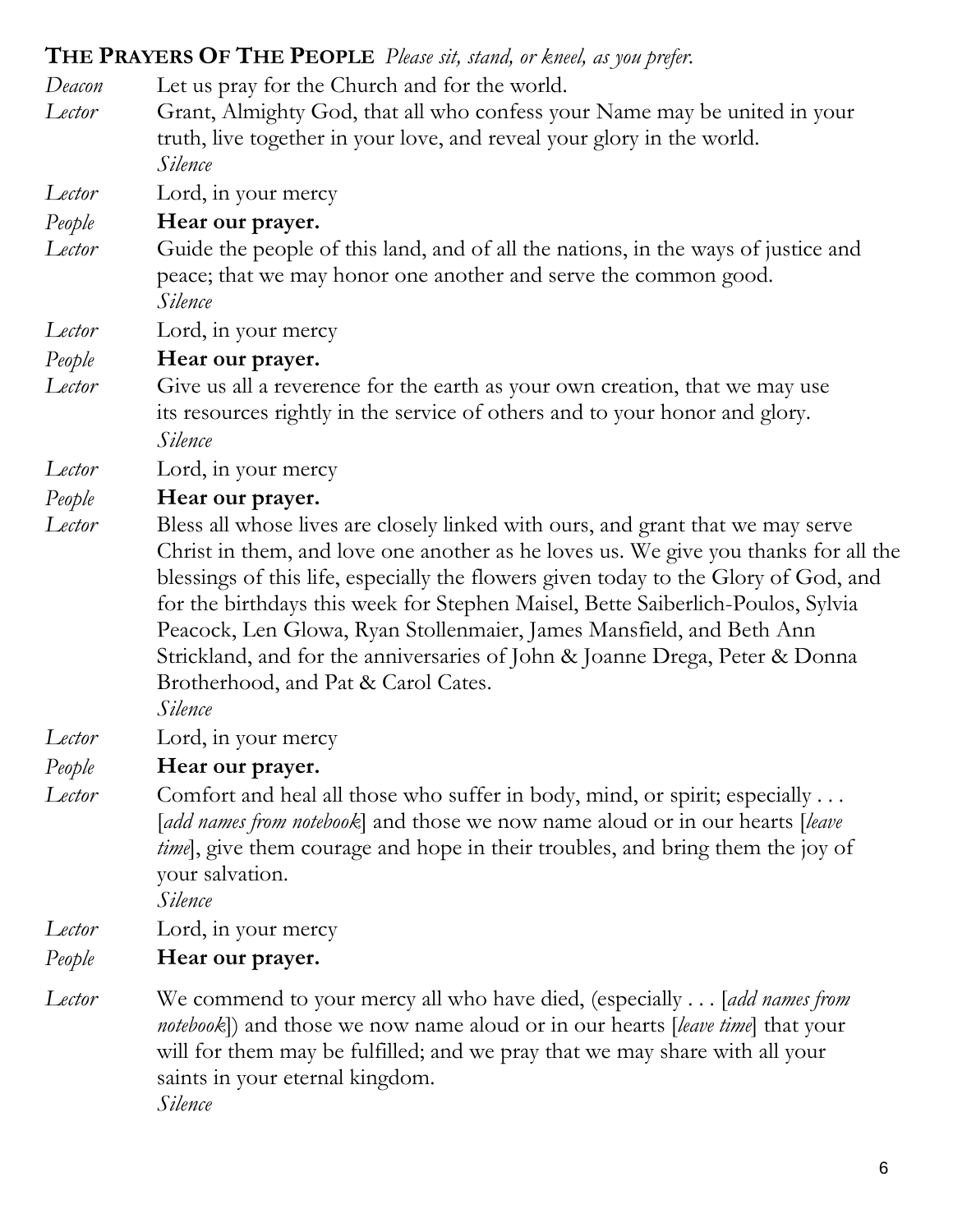**THE PRAYERS OF THE PEOPLE** *Please sit, stand, or kneel, as you prefer.*

*Deacon* Let us pray for the Church and for the world.

*Lector* Grant, Almighty God, that all who confess your Name may be united in your truth, live together in your love, and reveal your glory in the world.
*Silence*

*Lector* Lord, in your mercy

*People* **Hear our prayer.**

*Lector* Guide the people of this land, and of all the nations, in the ways of justice and peace; that we may honor one another and serve the common good.
*Silence*

*Lector* Lord, in your mercy

*People* **Hear our prayer.**

*Lector* Give us all a reverence for the earth as your own creation, that we may use its resources rightly in the service of others and to your honor and glory.
*Silence*

*Lector* Lord, in your mercy

*People* **Hear our prayer.**

*Lector* Bless all whose lives are closely linked with ours, and grant that we may serve Christ in them, and love one another as he loves us. We give you thanks for all the blessings of this life, especially the flowers given today to the Glory of God, and for the birthdays this week for Stephen Maisel, Bette Saiberlich-Poulos, Sylvia Peacock, Len Glowa, Ryan Stollenmaier, James Mansfield, and Beth Ann Strickland, and for the anniversaries of John & Joanne Drega, Peter & Donna Brotherhood, and Pat & Carol Cates.
*Silence*

*Lector* Lord, in your mercy

*People* **Hear our prayer.**

*Lector* Comfort and heal all those who suffer in body, mind, or spirit; especially . . . [*add names from notebook*] and those we now name aloud or in our hearts [*leave time*], give them courage and hope in their troubles, and bring them the joy of your salvation.
*Silence*

*Lector* Lord, in your mercy

*People* **Hear our prayer.**

*Lector* We commend to your mercy all who have died, (especially . . . [*add names from notebook*]) and those we now name aloud or in our hearts [*leave time*] that your will for them may be fulfilled; and we pray that we may share with all your saints in your eternal kingdom.
*Silence*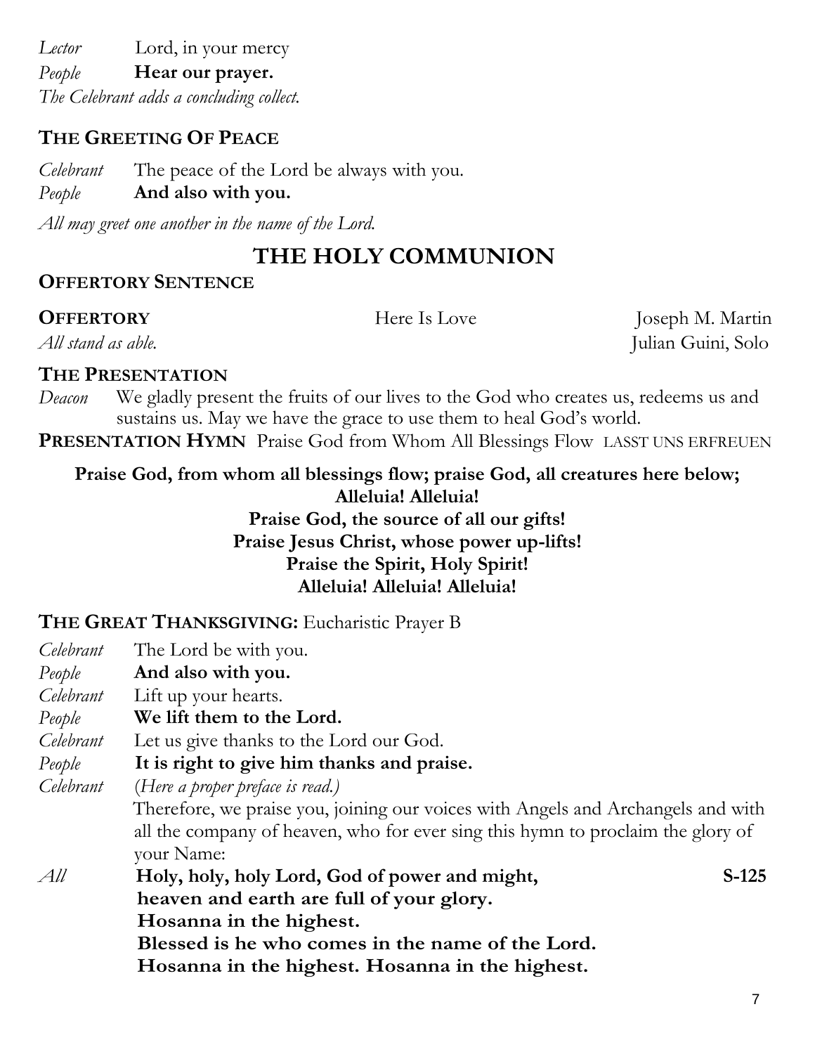*Lector* Lord, in your mercy
*People* **Hear our prayer.**
*The Celebrant adds a concluding collect.*

### THE GREETING OF PEACE

*Celebrant* The peace of the Lord be always with you.
*People* **And also with you.**

*All may greet one another in the name of the Lord.*

## THE HOLY COMMUNION

### OFFERTORY SENTENCE

**OFFERTORY** Here Is Love Joseph M. Martin
*All stand as able.* Julian Guini, Solo

### THE PRESENTATION

*Deacon* We gladly present the fruits of our lives to the God who creates us, redeems us and sustains us. May we have the grace to use them to heal God's world.

**PRESENTATION HYMN** Praise God from Whom All Blessings Flow LASST UNS ERFREUEN

**Praise God, from whom all blessings flow; praise God, all creatures here below;**
**Alleluia! Alleluia!**
**Praise God, the source of all our gifts!**
**Praise Jesus Christ, whose power up-lifts!**
**Praise the Spirit, Holy Spirit!**
**Alleluia! Alleluia! Alleluia!**

### THE GREAT THANKSGIVING: Eucharistic Prayer B

*Celebrant* The Lord be with you.
*People* **And also with you.**
*Celebrant* Lift up your hearts.
*People* **We lift them to the Lord.**
*Celebrant* Let us give thanks to the Lord our God.
*People* **It is right to give him thanks and praise.**
*Celebrant* (*Here a proper preface is read.*)
Therefore, we praise you, joining our voices with Angels and Archangels and with all the company of heaven, who for ever sing this hymn to proclaim the glory of your Name:

*All* **Holy, holy, holy Lord, God of power and might,** **S-125**
**heaven and earth are full of your glory.**
**Hosanna in the highest.**
**Blessed is he who comes in the name of the Lord.**
**Hosanna in the highest. Hosanna in the highest.**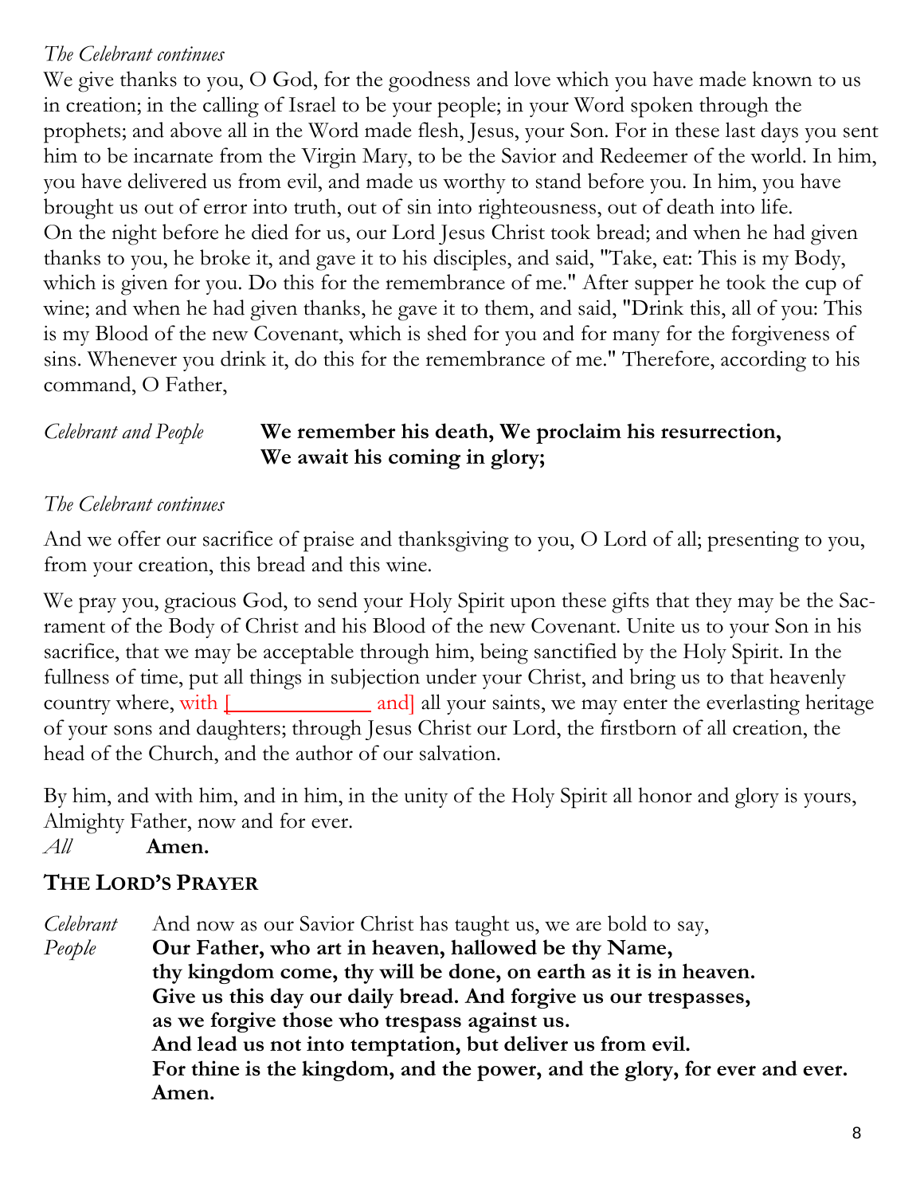*The Celebrant continues*

We give thanks to you, O God, for the goodness and love which you have made known to us in creation; in the calling of Israel to be your people; in your Word spoken through the prophets; and above all in the Word made flesh, Jesus, your Son. For in these last days you sent him to be incarnate from the Virgin Mary, to be the Savior and Redeemer of the world. In him, you have delivered us from evil, and made us worthy to stand before you. In him, you have brought us out of error into truth, out of sin into righteousness, out of death into life. On the night before he died for us, our Lord Jesus Christ took bread; and when he had given thanks to you, he broke it, and gave it to his disciples, and said, "Take, eat: This is my Body, which is given for you. Do this for the remembrance of me." After supper he took the cup of wine; and when he had given thanks, he gave it to them, and said, "Drink this, all of you: This is my Blood of the new Covenant, which is shed for you and for many for the forgiveness of sins. Whenever you drink it, do this for the remembrance of me." Therefore, according to his command, O Father,

*Celebrant and People* **We remember his death, We proclaim his resurrection, We await his coming in glory;**

*The Celebrant continues*

And we offer our sacrifice of praise and thanksgiving to you, O Lord of all; presenting to you, from your creation, this bread and this wine.

We pray you, gracious God, to send your Holy Spirit upon these gifts that they may be the Sacrament of the Body of Christ and his Blood of the new Covenant. Unite us to your Son in his sacrifice, that we may be acceptable through him, being sanctified by the Holy Spirit. In the fullness of time, put all things in subjection under your Christ, and bring us to that heavenly country where, with [____________ and] all your saints, we may enter the everlasting heritage of your sons and daughters; through Jesus Christ our Lord, the firstborn of all creation, the head of the Church, and the author of our salvation.

By him, and with him, and in him, in the unity of the Holy Spirit all honor and glory is yours, Almighty Father, now and for ever.

*All* **Amen.**

## THE LORD'S PRAYER

*Celebrant* And now as our Savior Christ has taught us, we are bold to say,

*People* **Our Father, who art in heaven, hallowed be thy Name,
thy kingdom come, thy will be done, on earth as it is in heaven.
Give us this day our daily bread. And forgive us our trespasses,
as we forgive those who trespass against us.
And lead us not into temptation, but deliver us from evil.
For thine is the kingdom, and the power, and the glory, for ever and ever.
Amen.**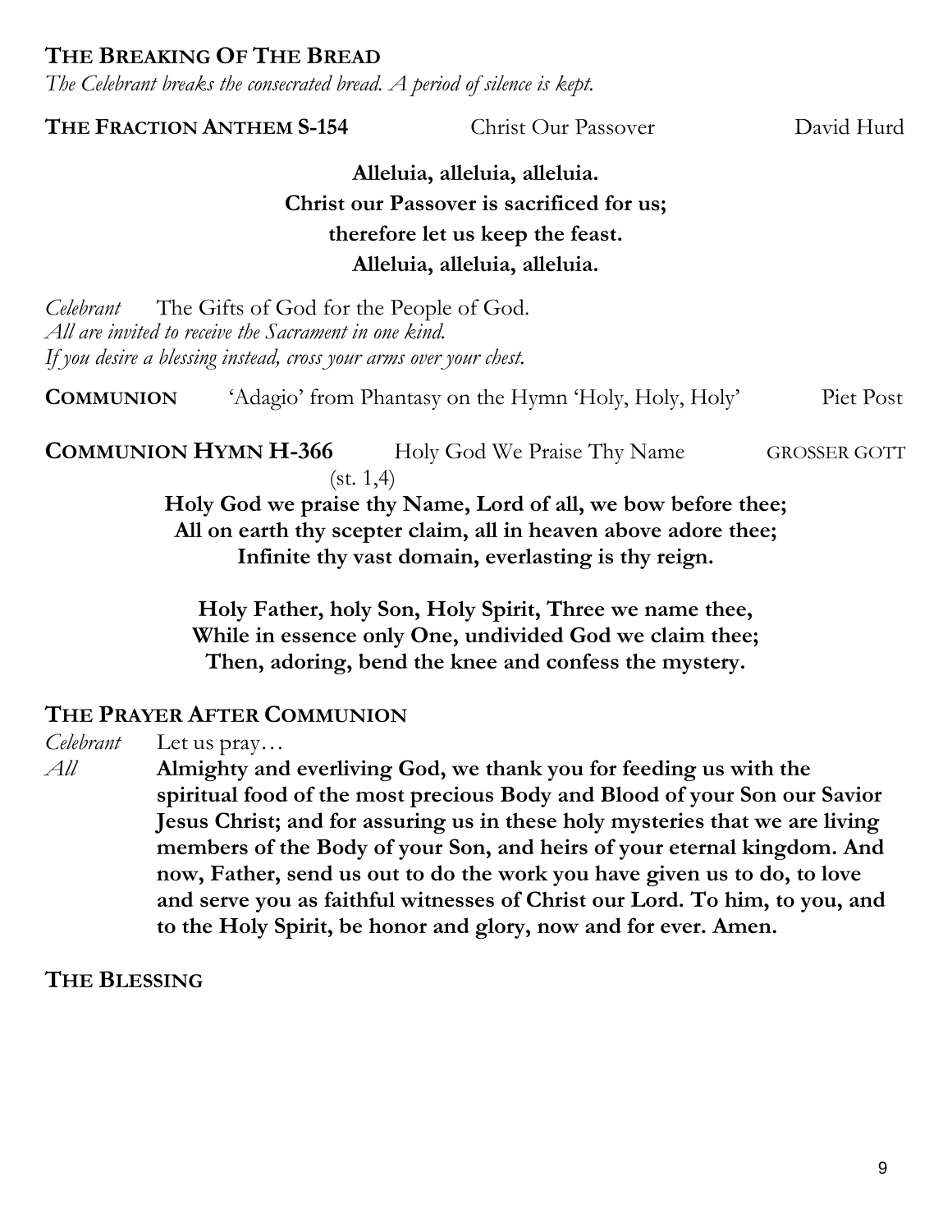## THE BREAKING OF THE BREAD

*The Celebrant breaks the consecrated bread. A period of silence is kept.*

**THE FRACTION ANTHEM S-154** Christ Our Passover David Hurd

**Alleluia, alleluia, alleluia.**
**Christ our Passover is sacrificed for us;**
**therefore let us keep the feast.**
**Alleluia, alleluia, alleluia.**

*Celebrant* The Gifts of God for the People of God.
*All are invited to receive the Sacrament in one kind.*
*If you desire a blessing instead, cross your arms over your chest.*

**COMMUNION** 'Adagio' from Phantasy on the Hymn 'Holy, Holy, Holy' Piet Post

**COMMUNION HYMN H-366** Holy God We Praise Thy Name GROSSER GOTT
(st. 1,4)

**Holy God we praise thy Name, Lord of all, we bow before thee;**
**All on earth thy scepter claim, all in heaven above adore thee;**
**Infinite thy vast domain, everlasting is thy reign.**

**Holy Father, holy Son, Holy Spirit, Three we name thee,**
**While in essence only One, undivided God we claim thee;**
**Then, adoring, bend the knee and confess the mystery.**

## THE PRAYER AFTER COMMUNION

*Celebrant* Let us pray…
*All* **Almighty and everliving God, we thank you for feeding us with the spiritual food of the most precious Body and Blood of your Son our Savior Jesus Christ; and for assuring us in these holy mysteries that we are living members of the Body of your Son, and heirs of your eternal kingdom. And now, Father, send us out to do the work you have given us to do, to love and serve you as faithful witnesses of Christ our Lord. To him, to you, and to the Holy Spirit, be honor and glory, now and for ever. Amen.**

## THE BLESSING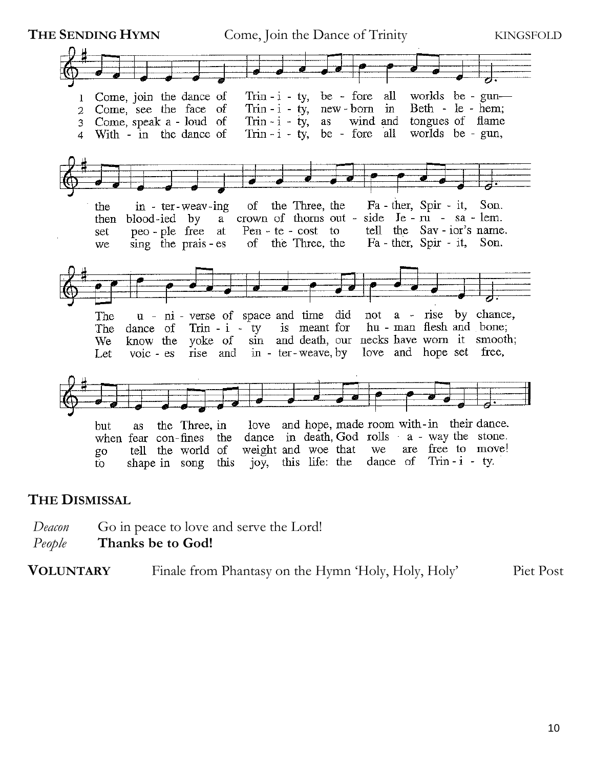**THE SENDING HYMN** Come, Join the Dance of Trinity KINGSFOLD

1 Come, join the dance of Trin - i - ty, be - fore all worlds be - gun—
the in - ter - weav - ing of the Three, the Fa - ther, Spir - it, Son.
The u - ni - verse of space and time did not a - rise by chance,
but as the Three, in love and hope, made room with - in their dance.

2 Come, see the face of Trin - i - ty, new - born in Beth - le - hem;
then blood - ied by a crown of thorns out - side Je - ru - sa - lem.
The dance of Trin - i - ty is meant for hu - man flesh and bone;
when fear con - fines the dance in death, God rolls a - way the stone.

3 Come, speak a - loud of Trin - i - ty, as wind and tongues of flame
set peo - ple free at Pen - te - cost to tell the Sav - ior's name.
We know the yoke of sin and death, our necks have worn it smooth;
go tell the world of weight and woe that we are free to move!

4 With - in the dance of Trin - i - ty, be - fore all worlds be - gun,
we sing the prais - es of the Three, the Fa - ther, Spir - it, Son.
Let voic - es rise and in - ter - weave, by love and hope set free,
to shape in song this joy, this life: the dance of Trin - i - ty.

## THE DISMISSAL

*Deacon* Go in peace to love and serve the Lord!
*People* **Thanks be to God!**

**VOLUNTARY** Finale from Phantasy on the Hymn 'Holy, Holy, Holy' Piet Post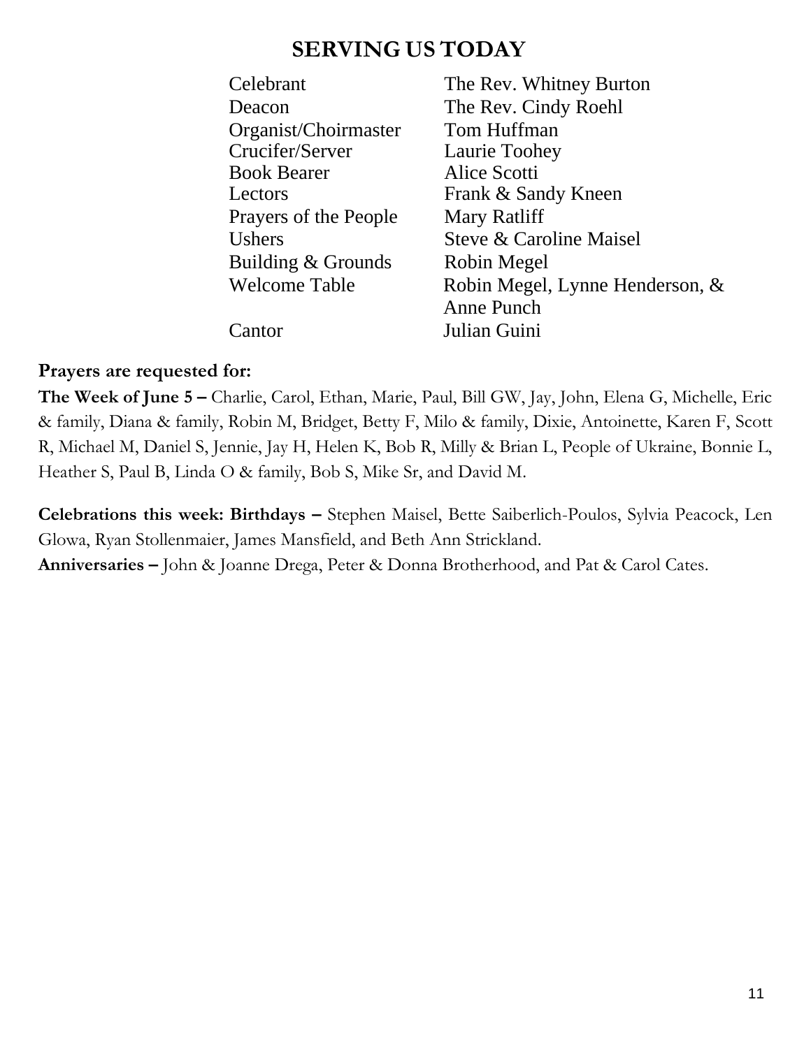## SERVING US TODAY

| | |
|---|---|
| Celebrant | The Rev. Whitney Burton |
| Deacon | The Rev. Cindy Roehl |
| Organist/Choirmaster | Tom Huffman |
| Crucifer/Server | Laurie Toohey |
| Book Bearer | Alice Scotti |
| Lectors | Frank & Sandy Kneen |
| Prayers of the People | Mary Ratliff |
| Ushers | Steve & Caroline Maisel |
| Building & Grounds | Robin Megel |
| Welcome Table | Robin Megel, Lynne Henderson, & Anne Punch |
| Cantor | Julian Guini |

**Prayers are requested for:**

**The Week of June 5 –** Charlie, Carol, Ethan, Marie, Paul, Bill GW, Jay, John, Elena G, Michelle, Eric & family, Diana & family, Robin M, Bridget, Betty F, Milo & family, Dixie, Antoinette, Karen F, Scott R, Michael M, Daniel S, Jennie, Jay H, Helen K, Bob R, Milly & Brian L, People of Ukraine, Bonnie L, Heather S, Paul B, Linda O & family, Bob S, Mike Sr, and David M.

**Celebrations this week: Birthdays –** Stephen Maisel, Bette Saiberlich-Poulos, Sylvia Peacock, Len Glowa, Ryan Stollenmaier, James Mansfield, and Beth Ann Strickland.

**Anniversaries –** John & Joanne Drega, Peter & Donna Brotherhood, and Pat & Carol Cates.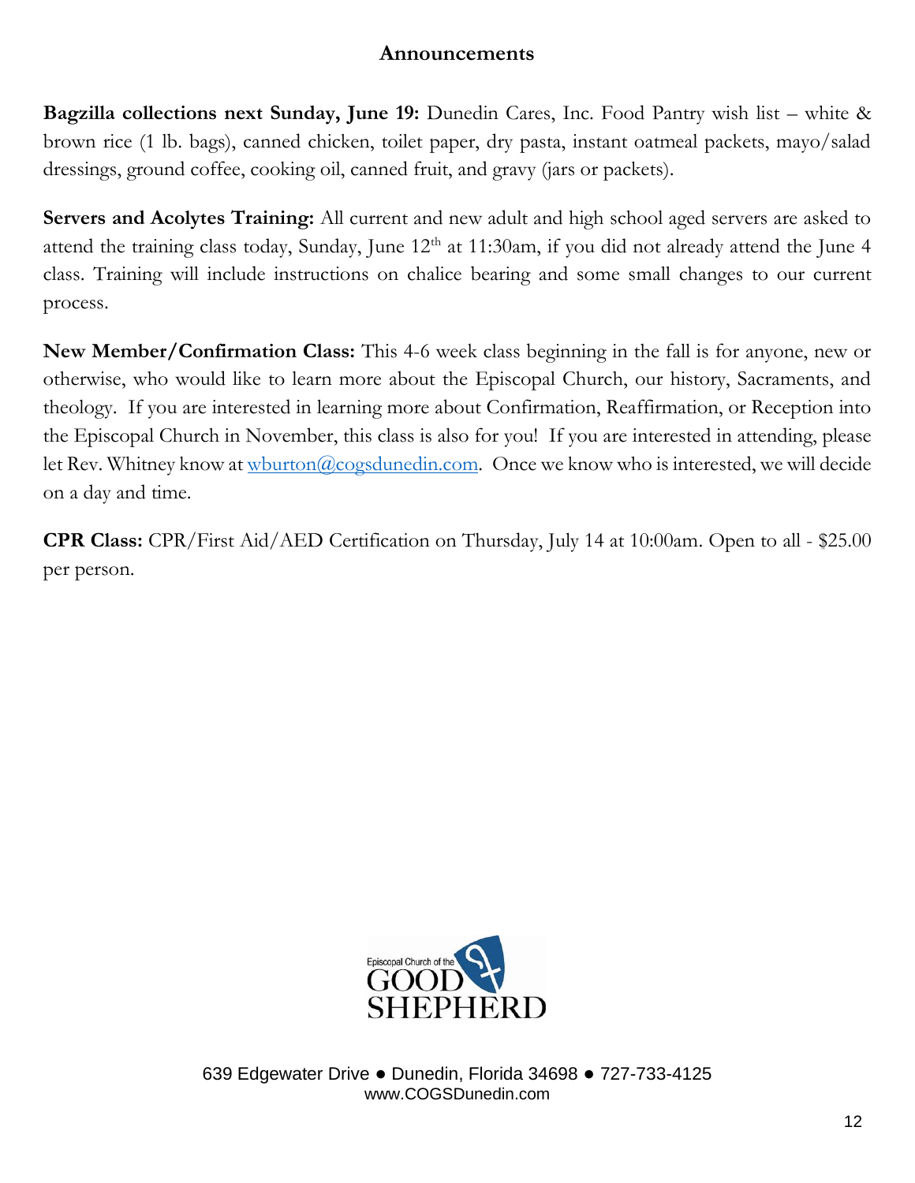## Announcements

**Bagzilla collections next Sunday, June 19:** Dunedin Cares, Inc. Food Pantry wish list – white & brown rice (1 lb. bags), canned chicken, toilet paper, dry pasta, instant oatmeal packets, mayo/salad dressings, ground coffee, cooking oil, canned fruit, and gravy (jars or packets).

**Servers and Acolytes Training:** All current and new adult and high school aged servers are asked to attend the training class today, Sunday, June 12th at 11:30am, if you did not already attend the June 4 class. Training will include instructions on chalice bearing and some small changes to our current process.

**New Member/Confirmation Class:** This 4-6 week class beginning in the fall is for anyone, new or otherwise, who would like to learn more about the Episcopal Church, our history, Sacraments, and theology. If you are interested in learning more about Confirmation, Reaffirmation, or Reception into the Episcopal Church in November, this class is also for you! If you are interested in attending, please let Rev. Whitney know at wburton@cogsdunedin.com. Once we know who is interested, we will decide on a day and time.

**CPR Class:** CPR/First Aid/AED Certification on Thursday, July 14 at 10:00am. Open to all - $25.00 per person.

Episcopal Church of the GOOD SHEPHERD

639 Edgewater Drive ● Dunedin, Florida 34698 ● 727-733-4125
www.COGSDunedin.com